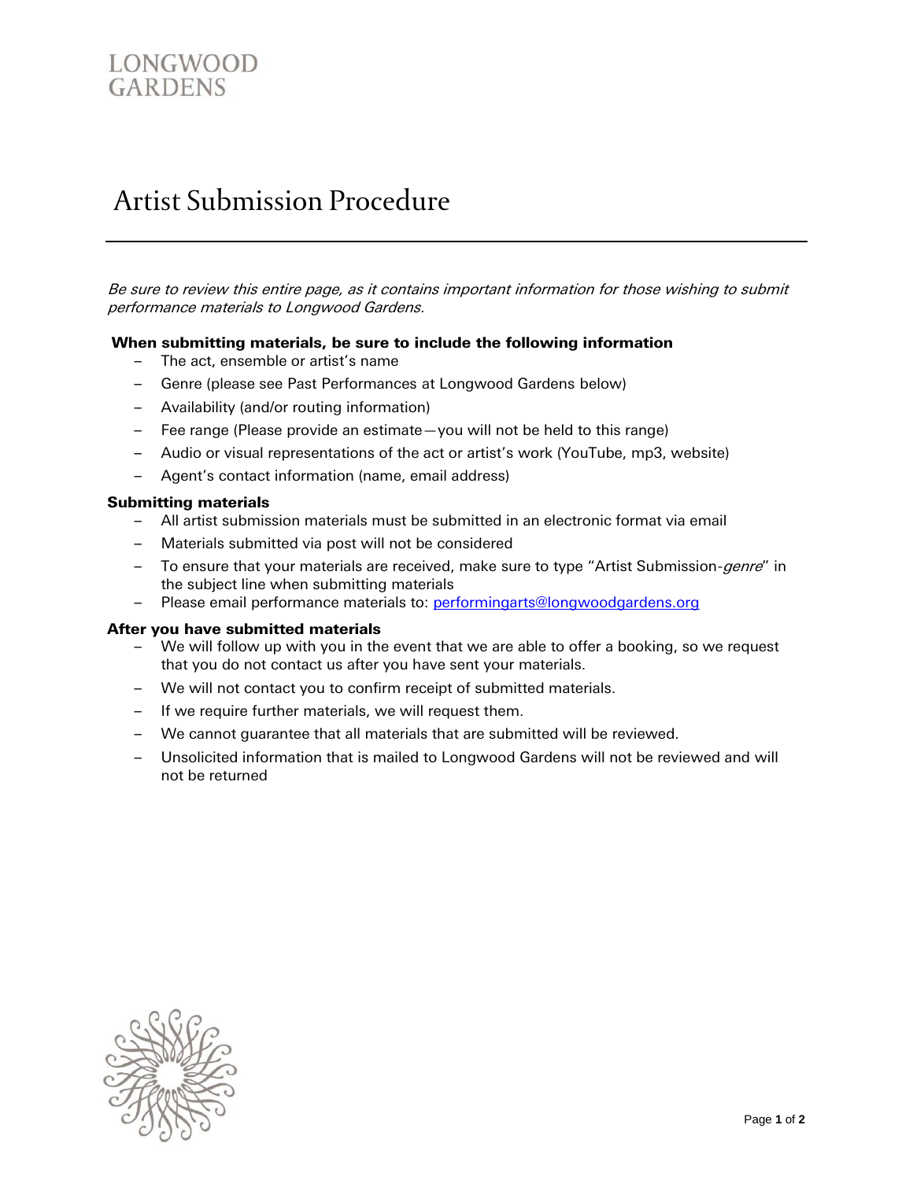LONGWOOD
GARDENS

# Artist Submission Procedure

*Be sure to review this entire page, as it contains important information for those wishing to submit performance materials to Longwood Gardens.*

**When submitting materials, be sure to include the following information**

- The act, ensemble or artist's name
- Genre (please see Past Performances at Longwood Gardens below)
- Availability (and/or routing information)
- Fee range (Please provide an estimate—you will not be held to this range)
- Audio or visual representations of the act or artist's work (YouTube, mp3, website)
- Agent's contact information (name, email address)

**Submitting materials**

- All artist submission materials must be submitted in an electronic format via email
- Materials submitted via post will not be considered
- To ensure that your materials are received, make sure to type "Artist Submission-*genre*" in the subject line when submitting materials
- Please email performance materials to: performingarts@longwoodgardens.org

**After you have submitted materials**

- We will follow up with you in the event that we are able to offer a booking, so we request that you do not contact us after you have sent your materials.
- We will not contact you to confirm receipt of submitted materials.
- If we require further materials, we will request them.
- We cannot guarantee that all materials that are submitted will be reviewed.
- Unsolicited information that is mailed to Longwood Gardens will not be reviewed and will not be returned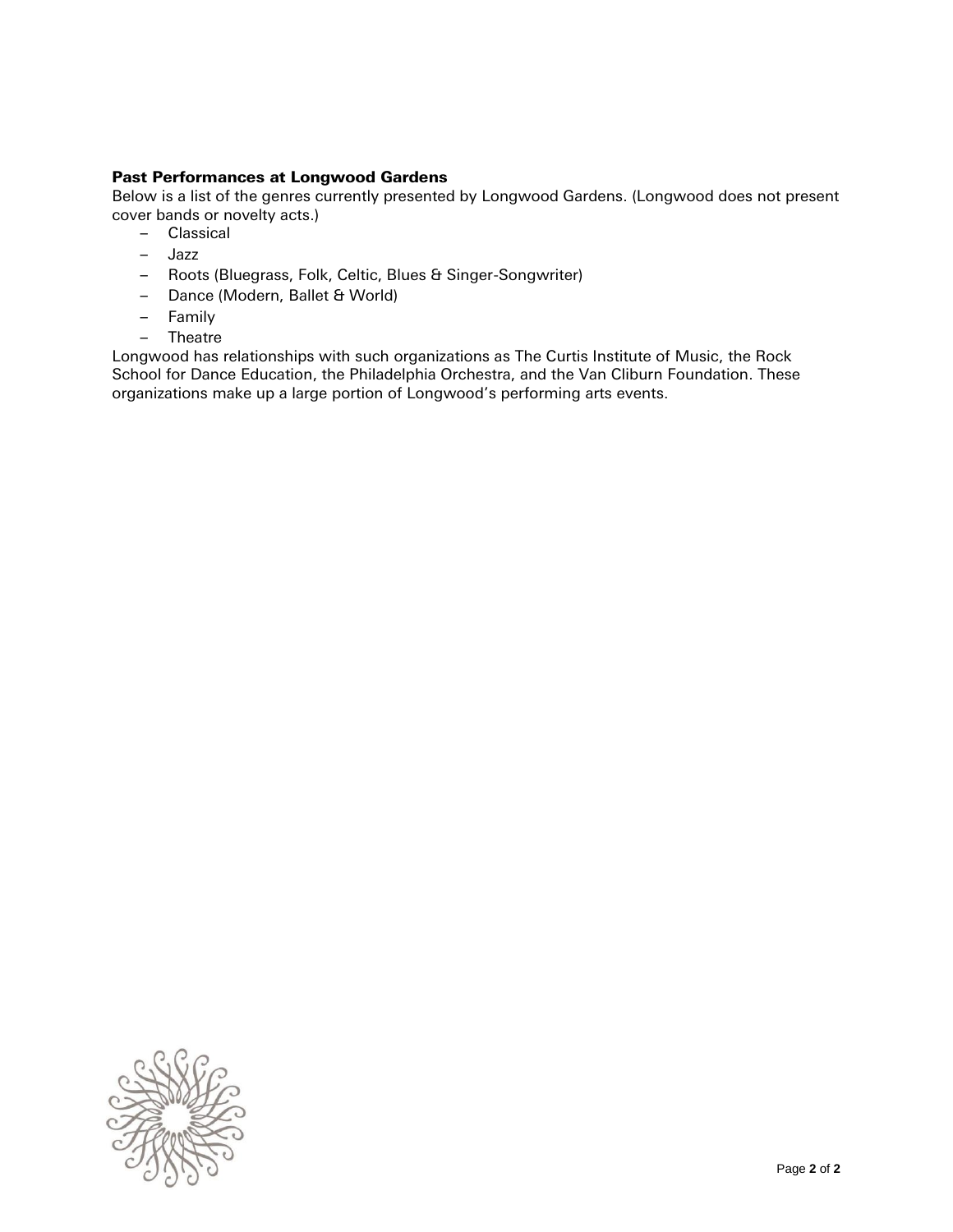**Past Performances at Longwood Gardens**

Below is a list of the genres currently presented by Longwood Gardens. (Longwood does not present cover bands or novelty acts.)

- Classical
- Jazz
- Roots (Bluegrass, Folk, Celtic, Blues & Singer-Songwriter)
- Dance (Modern, Ballet & World)
- Family
- Theatre

Longwood has relationships with such organizations as The Curtis Institute of Music, the Rock School for Dance Education, the Philadelphia Orchestra, and the Van Cliburn Foundation. These organizations make up a large portion of Longwood's performing arts events.